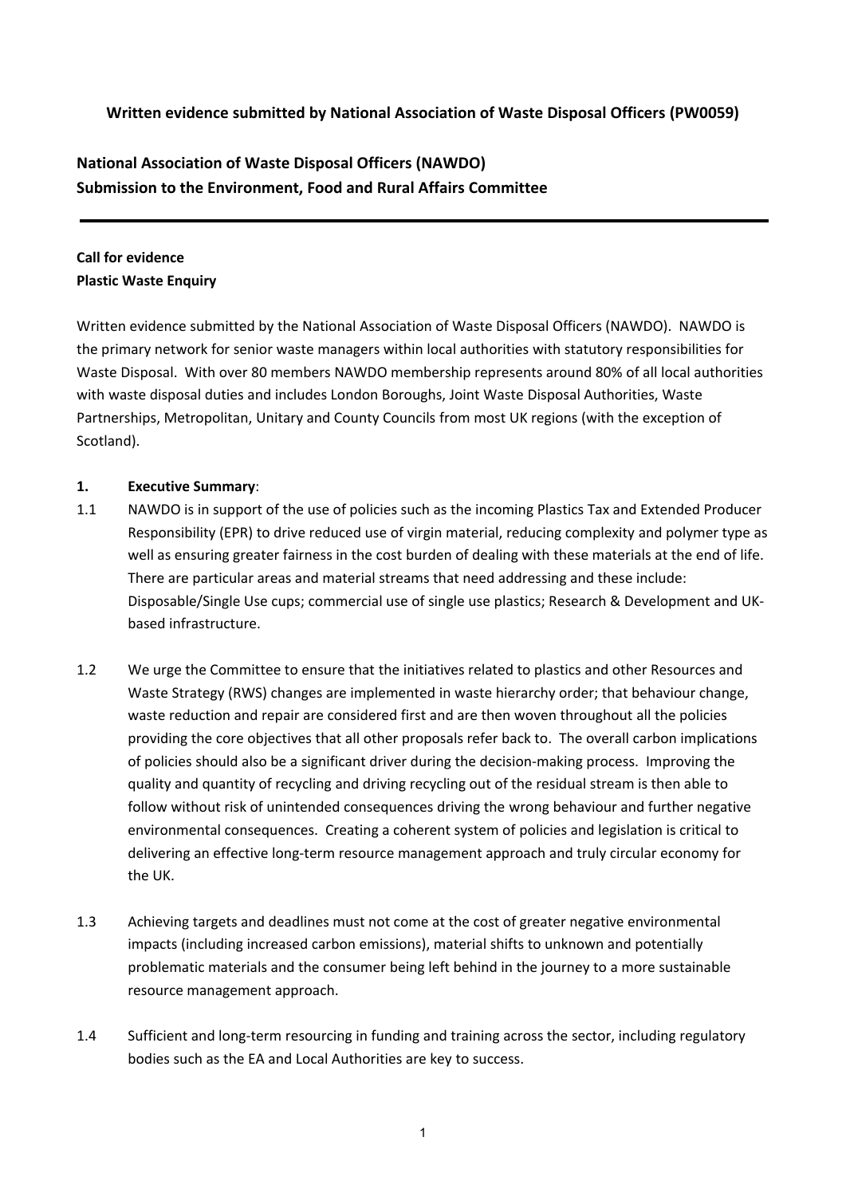**Written evidence submitted by National Association of Waste Disposal Officers (PW0059)**

**National Association of Waste Disposal Officers (NAWDO)**
**Submission to the Environment, Food and Rural Affairs Committee**

---

**Call for evidence**
**Plastic Waste Enquiry**

Written evidence submitted by the National Association of Waste Disposal Officers (NAWDO). NAWDO is the primary network for senior waste managers within local authorities with statutory responsibilities for Waste Disposal. With over 80 members NAWDO membership represents around 80% of all local authorities with waste disposal duties and includes London Boroughs, Joint Waste Disposal Authorities, Waste Partnerships, Metropolitan, Unitary and County Councils from most UK regions (with the exception of Scotland).

## 1. Executive Summary:

1.1 NAWDO is in support of the use of policies such as the incoming Plastics Tax and Extended Producer Responsibility (EPR) to drive reduced use of virgin material, reducing complexity and polymer type as well as ensuring greater fairness in the cost burden of dealing with these materials at the end of life. There are particular areas and material streams that need addressing and these include: Disposable/Single Use cups; commercial use of single use plastics; Research & Development and UK-based infrastructure.

1.2 We urge the Committee to ensure that the initiatives related to plastics and other Resources and Waste Strategy (RWS) changes are implemented in waste hierarchy order; that behaviour change, waste reduction and repair are considered first and are then woven throughout all the policies providing the core objectives that all other proposals refer back to. The overall carbon implications of policies should also be a significant driver during the decision-making process. Improving the quality and quantity of recycling and driving recycling out of the residual stream is then able to follow without risk of unintended consequences driving the wrong behaviour and further negative environmental consequences. Creating a coherent system of policies and legislation is critical to delivering an effective long-term resource management approach and truly circular economy for the UK.

1.3 Achieving targets and deadlines must not come at the cost of greater negative environmental impacts (including increased carbon emissions), material shifts to unknown and potentially problematic materials and the consumer being left behind in the journey to a more sustainable resource management approach.

1.4 Sufficient and long-term resourcing in funding and training across the sector, including regulatory bodies such as the EA and Local Authorities are key to success.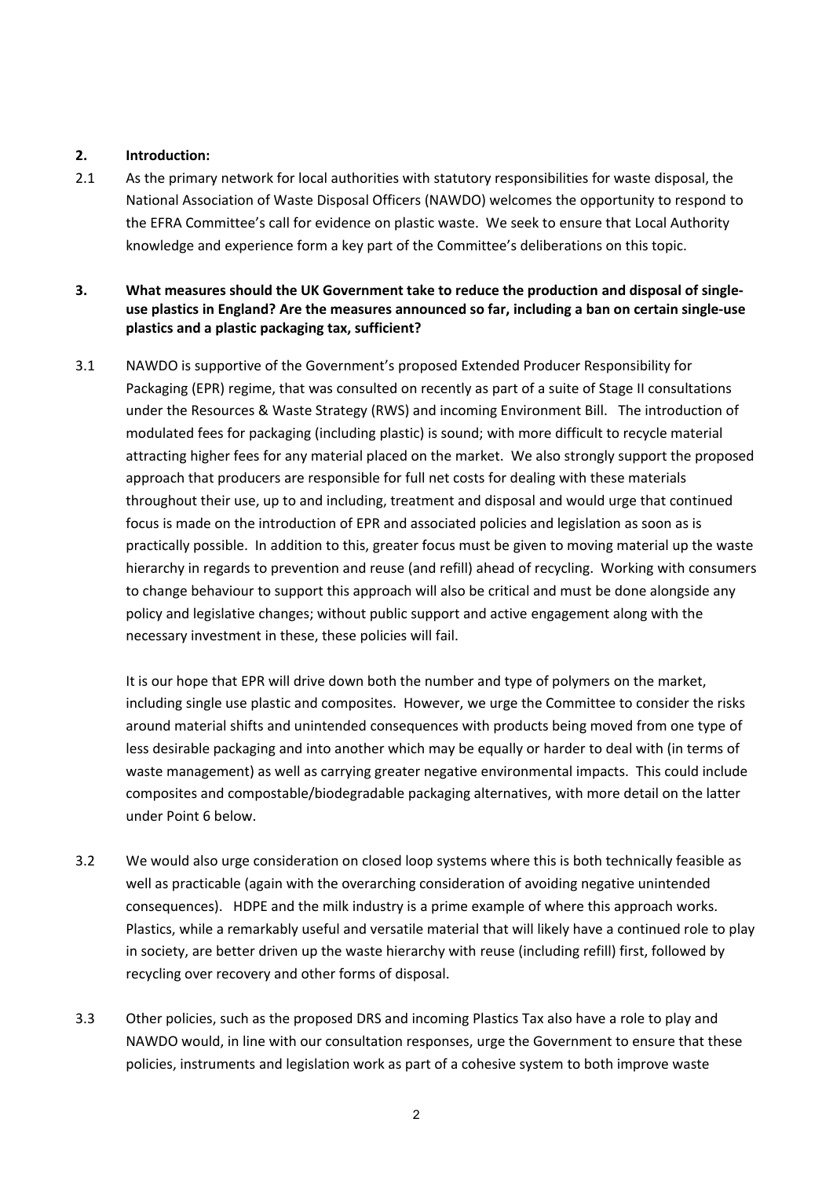## 2. Introduction:

2.1 As the primary network for local authorities with statutory responsibilities for waste disposal, the National Association of Waste Disposal Officers (NAWDO) welcomes the opportunity to respond to the EFRA Committee's call for evidence on plastic waste. We seek to ensure that Local Authority knowledge and experience form a key part of the Committee's deliberations on this topic.

## 3. What measures should the UK Government take to reduce the production and disposal of single-use plastics in England? Are the measures announced so far, including a ban on certain single-use plastics and a plastic packaging tax, sufficient?

3.1 NAWDO is supportive of the Government's proposed Extended Producer Responsibility for Packaging (EPR) regime, that was consulted on recently as part of a suite of Stage II consultations under the Resources & Waste Strategy (RWS) and incoming Environment Bill. The introduction of modulated fees for packaging (including plastic) is sound; with more difficult to recycle material attracting higher fees for any material placed on the market. We also strongly support the proposed approach that producers are responsible for full net costs for dealing with these materials throughout their use, up to and including, treatment and disposal and would urge that continued focus is made on the introduction of EPR and associated policies and legislation as soon as is practically possible. In addition to this, greater focus must be given to moving material up the waste hierarchy in regards to prevention and reuse (and refill) ahead of recycling. Working with consumers to change behaviour to support this approach will also be critical and must be done alongside any policy and legislative changes; without public support and active engagement along with the necessary investment in these, these policies will fail.

It is our hope that EPR will drive down both the number and type of polymers on the market, including single use plastic and composites. However, we urge the Committee to consider the risks around material shifts and unintended consequences with products being moved from one type of less desirable packaging and into another which may be equally or harder to deal with (in terms of waste management) as well as carrying greater negative environmental impacts. This could include composites and compostable/biodegradable packaging alternatives, with more detail on the latter under Point 6 below.

3.2 We would also urge consideration on closed loop systems where this is both technically feasible as well as practicable (again with the overarching consideration of avoiding negative unintended consequences). HDPE and the milk industry is a prime example of where this approach works. Plastics, while a remarkably useful and versatile material that will likely have a continued role to play in society, are better driven up the waste hierarchy with reuse (including refill) first, followed by recycling over recovery and other forms of disposal.

3.3 Other policies, such as the proposed DRS and incoming Plastics Tax also have a role to play and NAWDO would, in line with our consultation responses, urge the Government to ensure that these policies, instruments and legislation work as part of a cohesive system to both improve waste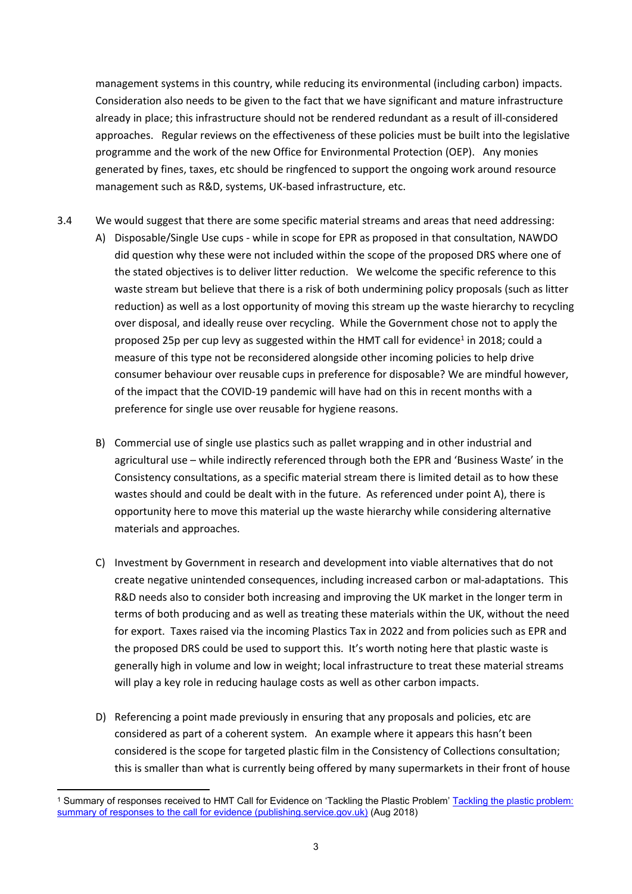management systems in this country, while reducing its environmental (including carbon) impacts. Consideration also needs to be given to the fact that we have significant and mature infrastructure already in place; this infrastructure should not be rendered redundant as a result of ill-considered approaches. Regular reviews on the effectiveness of these policies must be built into the legislative programme and the work of the new Office for Environmental Protection (OEP). Any monies generated by fines, taxes, etc should be ringfenced to support the ongoing work around resource management such as R&D, systems, UK-based infrastructure, etc.

3.4 We would suggest that there are some specific material streams and areas that need addressing:

A) Disposable/Single Use cups - while in scope for EPR as proposed in that consultation, NAWDO did question why these were not included within the scope of the proposed DRS where one of the stated objectives is to deliver litter reduction. We welcome the specific reference to this waste stream but believe that there is a risk of both undermining policy proposals (such as litter reduction) as well as a lost opportunity of moving this stream up the waste hierarchy to recycling over disposal, and ideally reuse over recycling. While the Government chose not to apply the proposed 25p per cup levy as suggested within the HMT call for evidence[1] in 2018; could a measure of this type not be reconsidered alongside other incoming policies to help drive consumer behaviour over reusable cups in preference for disposable? We are mindful however, of the impact that the COVID-19 pandemic will have had on this in recent months with a preference for single use over reusable for hygiene reasons.

B) Commercial use of single use plastics such as pallet wrapping and in other industrial and agricultural use – while indirectly referenced through both the EPR and 'Business Waste' in the Consistency consultations, as a specific material stream there is limited detail as to how these wastes should and could be dealt with in the future. As referenced under point A), there is opportunity here to move this material up the waste hierarchy while considering alternative materials and approaches.

C) Investment by Government in research and development into viable alternatives that do not create negative unintended consequences, including increased carbon or mal-adaptations. This R&D needs also to consider both increasing and improving the UK market in the longer term in terms of both producing and as well as treating these materials within the UK, without the need for export. Taxes raised via the incoming Plastics Tax in 2022 and from policies such as EPR and the proposed DRS could be used to support this. It's worth noting here that plastic waste is generally high in volume and low in weight; local infrastructure to treat these material streams will play a key role in reducing haulage costs as well as other carbon impacts.

D) Referencing a point made previously in ensuring that any proposals and policies, etc are considered as part of a coherent system. An example where it appears this hasn't been considered is the scope for targeted plastic film in the Consistency of Collections consultation; this is smaller than what is currently being offered by many supermarkets in their front of house

---

[1] Summary of responses received to HMT Call for Evidence on 'Tackling the Plastic Problem' [Tackling the plastic problem: summary of responses to the call for evidence (publishing.service.gov.uk)] (Aug 2018)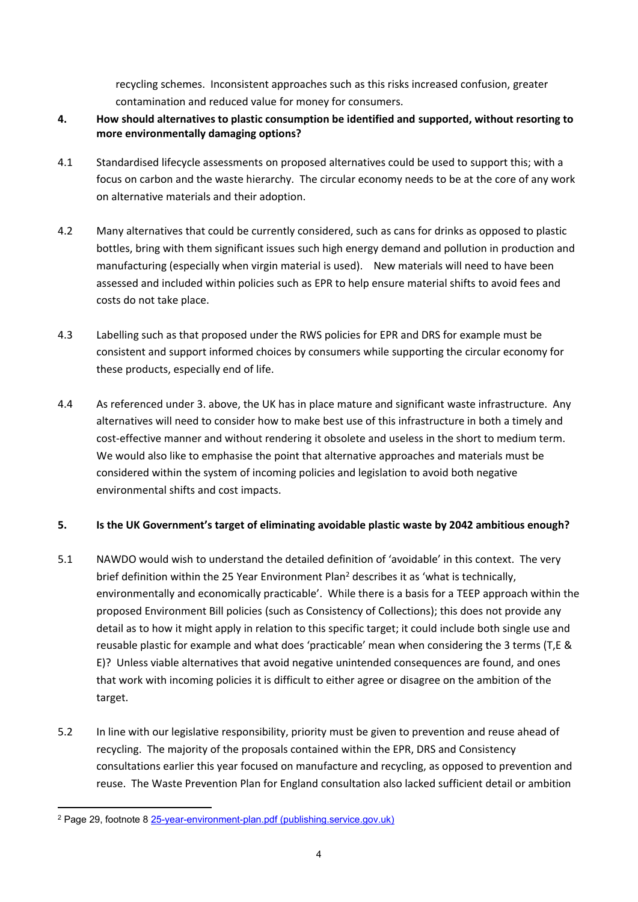recycling schemes. Inconsistent approaches such as this risks increased confusion, greater contamination and reduced value for money for consumers.

**4. How should alternatives to plastic consumption be identified and supported, without resorting to more environmentally damaging options?**

4.1 Standardised lifecycle assessments on proposed alternatives could be used to support this; with a focus on carbon and the waste hierarchy. The circular economy needs to be at the core of any work on alternative materials and their adoption.

4.2 Many alternatives that could be currently considered, such as cans for drinks as opposed to plastic bottles, bring with them significant issues such high energy demand and pollution in production and manufacturing (especially when virgin material is used). New materials will need to have been assessed and included within policies such as EPR to help ensure material shifts to avoid fees and costs do not take place.

4.3 Labelling such as that proposed under the RWS policies for EPR and DRS for example must be consistent and support informed choices by consumers while supporting the circular economy for these products, especially end of life.

4.4 As referenced under 3. above, the UK has in place mature and significant waste infrastructure. Any alternatives will need to consider how to make best use of this infrastructure in both a timely and cost-effective manner and without rendering it obsolete and useless in the short to medium term. We would also like to emphasise the point that alternative approaches and materials must be considered within the system of incoming policies and legislation to avoid both negative environmental shifts and cost impacts.

**5. Is the UK Government's target of eliminating avoidable plastic waste by 2042 ambitious enough?**

5.1 NAWDO would wish to understand the detailed definition of 'avoidable' in this context. The very brief definition within the 25 Year Environment Plan[2] describes it as 'what is technically, environmentally and economically practicable'. While there is a basis for a TEEP approach within the proposed Environment Bill policies (such as Consistency of Collections); this does not provide any detail as to how it might apply in relation to this specific target; it could include both single use and reusable plastic for example and what does 'practicable' mean when considering the 3 terms (T,E & E)? Unless viable alternatives that avoid negative unintended consequences are found, and ones that work with incoming policies it is difficult to either agree or disagree on the ambition of the target.

5.2 In line with our legislative responsibility, priority must be given to prevention and reuse ahead of recycling. The majority of the proposals contained within the EPR, DRS and Consistency consultations earlier this year focused on manufacture and recycling, as opposed to prevention and reuse. The Waste Prevention Plan for England consultation also lacked sufficient detail or ambition

[2] Page 29, footnote 8 [25-year-environment-plan.pdf (publishing.service.gov.uk)](25-year-environment-plan.pdf (publishing.service.gov.uk))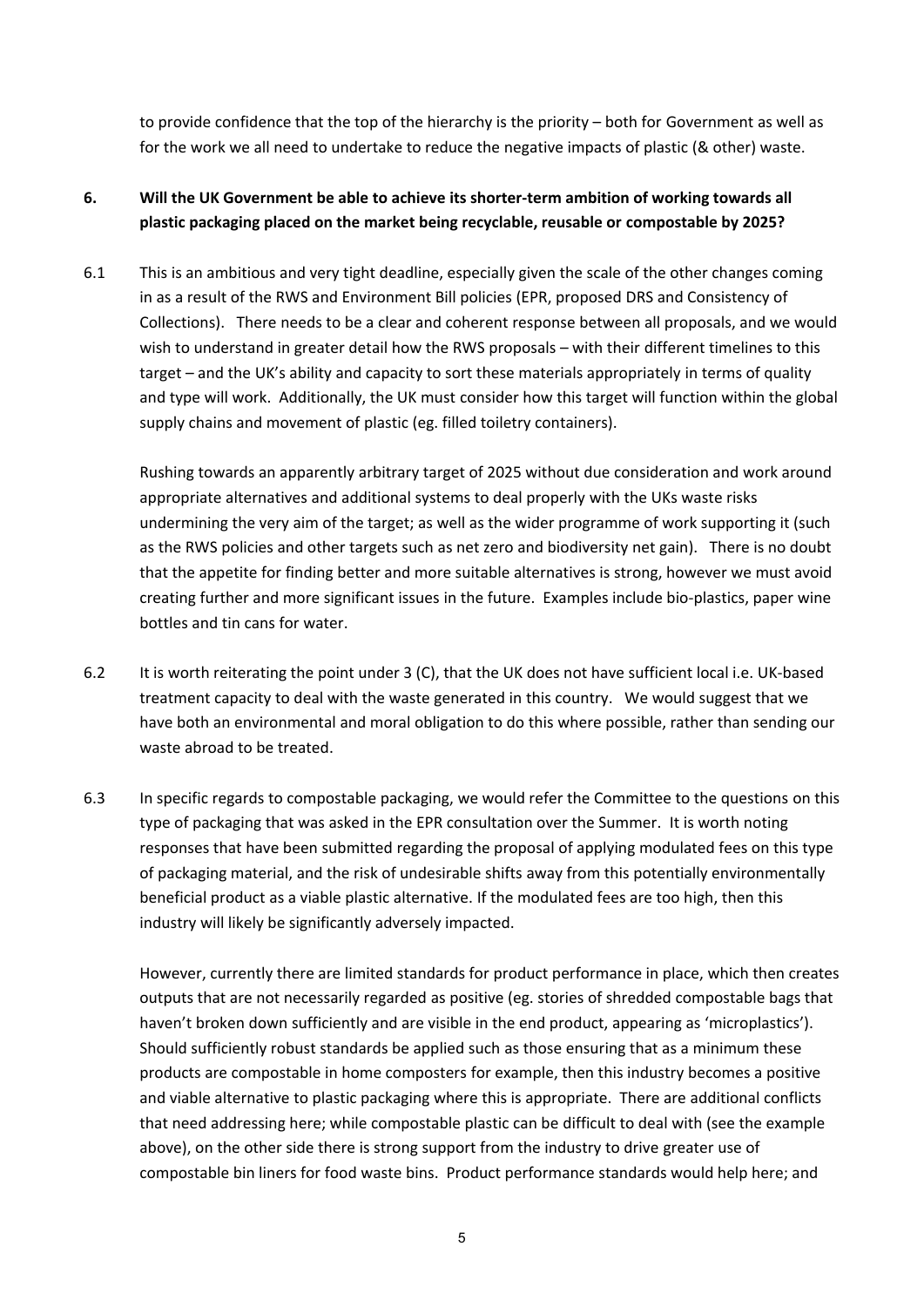to provide confidence that the top of the hierarchy is the priority – both for Government as well as for the work we all need to undertake to reduce the negative impacts of plastic (& other) waste.

**6. Will the UK Government be able to achieve its shorter-term ambition of working towards all plastic packaging placed on the market being recyclable, reusable or compostable by 2025?**

6.1 This is an ambitious and very tight deadline, especially given the scale of the other changes coming in as a result of the RWS and Environment Bill policies (EPR, proposed DRS and Consistency of Collections). There needs to be a clear and coherent response between all proposals, and we would wish to understand in greater detail how the RWS proposals – with their different timelines to this target – and the UK's ability and capacity to sort these materials appropriately in terms of quality and type will work. Additionally, the UK must consider how this target will function within the global supply chains and movement of plastic (eg. filled toiletry containers).

Rushing towards an apparently arbitrary target of 2025 without due consideration and work around appropriate alternatives and additional systems to deal properly with the UKs waste risks undermining the very aim of the target; as well as the wider programme of work supporting it (such as the RWS policies and other targets such as net zero and biodiversity net gain). There is no doubt that the appetite for finding better and more suitable alternatives is strong, however we must avoid creating further and more significant issues in the future. Examples include bio-plastics, paper wine bottles and tin cans for water.

6.2 It is worth reiterating the point under 3 (C), that the UK does not have sufficient local i.e. UK-based treatment capacity to deal with the waste generated in this country. We would suggest that we have both an environmental and moral obligation to do this where possible, rather than sending our waste abroad to be treated.

6.3 In specific regards to compostable packaging, we would refer the Committee to the questions on this type of packaging that was asked in the EPR consultation over the Summer. It is worth noting responses that have been submitted regarding the proposal of applying modulated fees on this type of packaging material, and the risk of undesirable shifts away from this potentially environmentally beneficial product as a viable plastic alternative. If the modulated fees are too high, then this industry will likely be significantly adversely impacted.

However, currently there are limited standards for product performance in place, which then creates outputs that are not necessarily regarded as positive (eg. stories of shredded compostable bags that haven't broken down sufficiently and are visible in the end product, appearing as 'microplastics'). Should sufficiently robust standards be applied such as those ensuring that as a minimum these products are compostable in home composters for example, then this industry becomes a positive and viable alternative to plastic packaging where this is appropriate. There are additional conflicts that need addressing here; while compostable plastic can be difficult to deal with (see the example above), on the other side there is strong support from the industry to drive greater use of compostable bin liners for food waste bins. Product performance standards would help here; and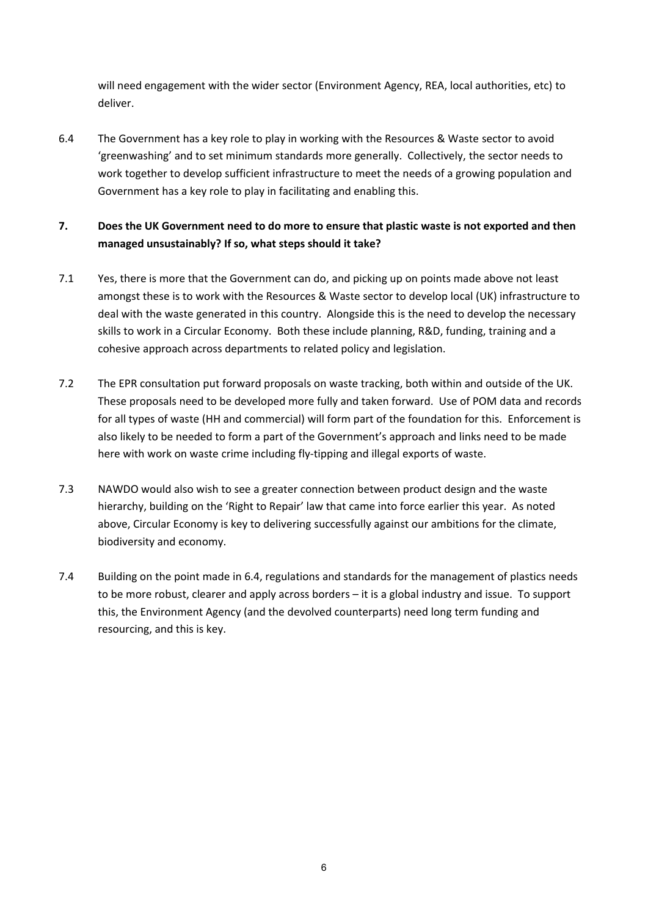will need engagement with the wider sector (Environment Agency, REA, local authorities, etc) to deliver.

6.4 The Government has a key role to play in working with the Resources & Waste sector to avoid 'greenwashing' and to set minimum standards more generally. Collectively, the sector needs to work together to develop sufficient infrastructure to meet the needs of a growing population and Government has a key role to play in facilitating and enabling this.

**7. Does the UK Government need to do more to ensure that plastic waste is not exported and then managed unsustainably? If so, what steps should it take?**

7.1 Yes, there is more that the Government can do, and picking up on points made above not least amongst these is to work with the Resources & Waste sector to develop local (UK) infrastructure to deal with the waste generated in this country. Alongside this is the need to develop the necessary skills to work in a Circular Economy. Both these include planning, R&D, funding, training and a cohesive approach across departments to related policy and legislation.

7.2 The EPR consultation put forward proposals on waste tracking, both within and outside of the UK. These proposals need to be developed more fully and taken forward. Use of POM data and records for all types of waste (HH and commercial) will form part of the foundation for this. Enforcement is also likely to be needed to form a part of the Government's approach and links need to be made here with work on waste crime including fly-tipping and illegal exports of waste.

7.3 NAWDO would also wish to see a greater connection between product design and the waste hierarchy, building on the 'Right to Repair' law that came into force earlier this year. As noted above, Circular Economy is key to delivering successfully against our ambitions for the climate, biodiversity and economy.

7.4 Building on the point made in 6.4, regulations and standards for the management of plastics needs to be more robust, clearer and apply across borders – it is a global industry and issue. To support this, the Environment Agency (and the devolved counterparts) need long term funding and resourcing, and this is key.